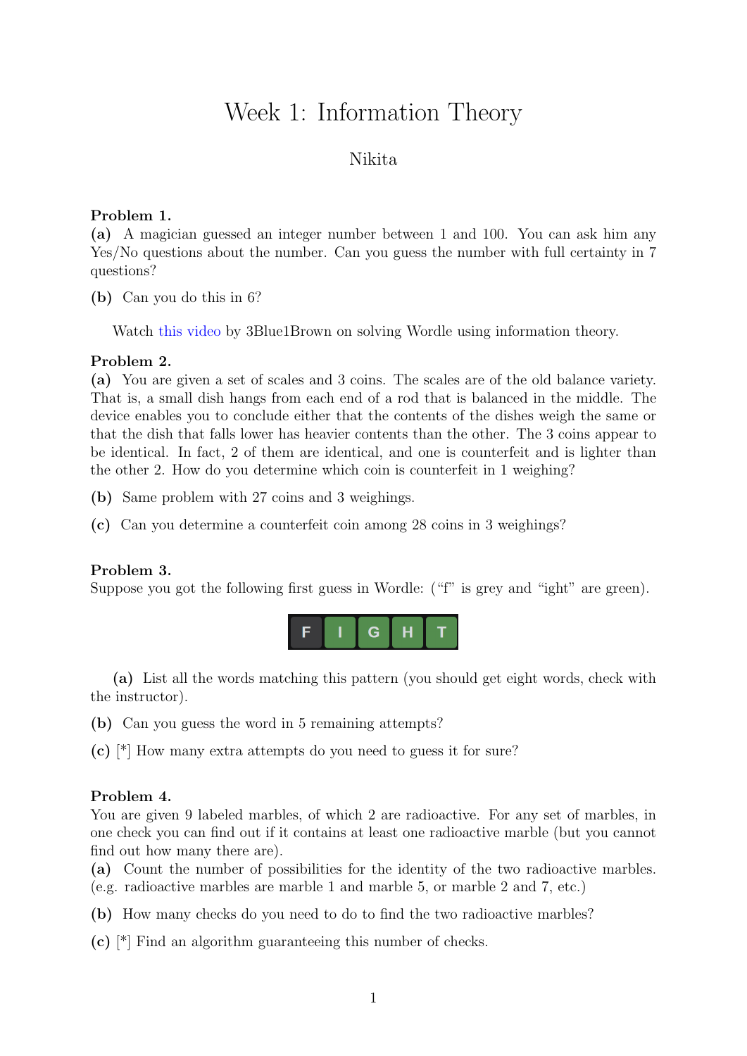# Week 1: Information Theory

Nikita

**Problem 1.**
**(a)** A magician guessed an integer number between 1 and 100. You can ask him any Yes/No questions about the number. Can you guess the number with full certainty in 7 questions?

**(b)** Can you do this in 6?

Watch this video by 3Blue1Brown on solving Wordle using information theory.

**Problem 2.**
**(a)** You are given a set of scales and 3 coins. The scales are of the old balance variety. That is, a small dish hangs from each end of a rod that is balanced in the middle. The device enables you to conclude either that the contents of the dishes weigh the same or that the dish that falls lower has heavier contents than the other. The 3 coins appear to be identical. In fact, 2 of them are identical, and one is counterfeit and is lighter than the other 2. How do you determine which coin is counterfeit in 1 weighing?

**(b)** Same problem with 27 coins and 3 weighings.

**(c)** Can you determine a counterfeit coin among 28 coins in 3 weighings?

**Problem 3.**
Suppose you got the following first guess in Wordle: ("f" is grey and "ight" are green).

F I G H T

**(a)** List all the words matching this pattern (you should get eight words, check with the instructor).

**(b)** Can you guess the word in 5 remaining attempts?

**(c)** [*] How many extra attempts do you need to guess it for sure?

**Problem 4.**
You are given 9 labeled marbles, of which 2 are radioactive. For any set of marbles, in one check you can find out if it contains at least one radioactive marble (but you cannot find out how many there are).
**(a)** Count the number of possibilities for the identity of the two radioactive marbles. (e.g. radioactive marbles are marble 1 and marble 5, or marble 2 and 7, etc.)

**(b)** How many checks do you need to do to find the two radioactive marbles?

**(c)** [*] Find an algorithm guaranteeing this number of checks.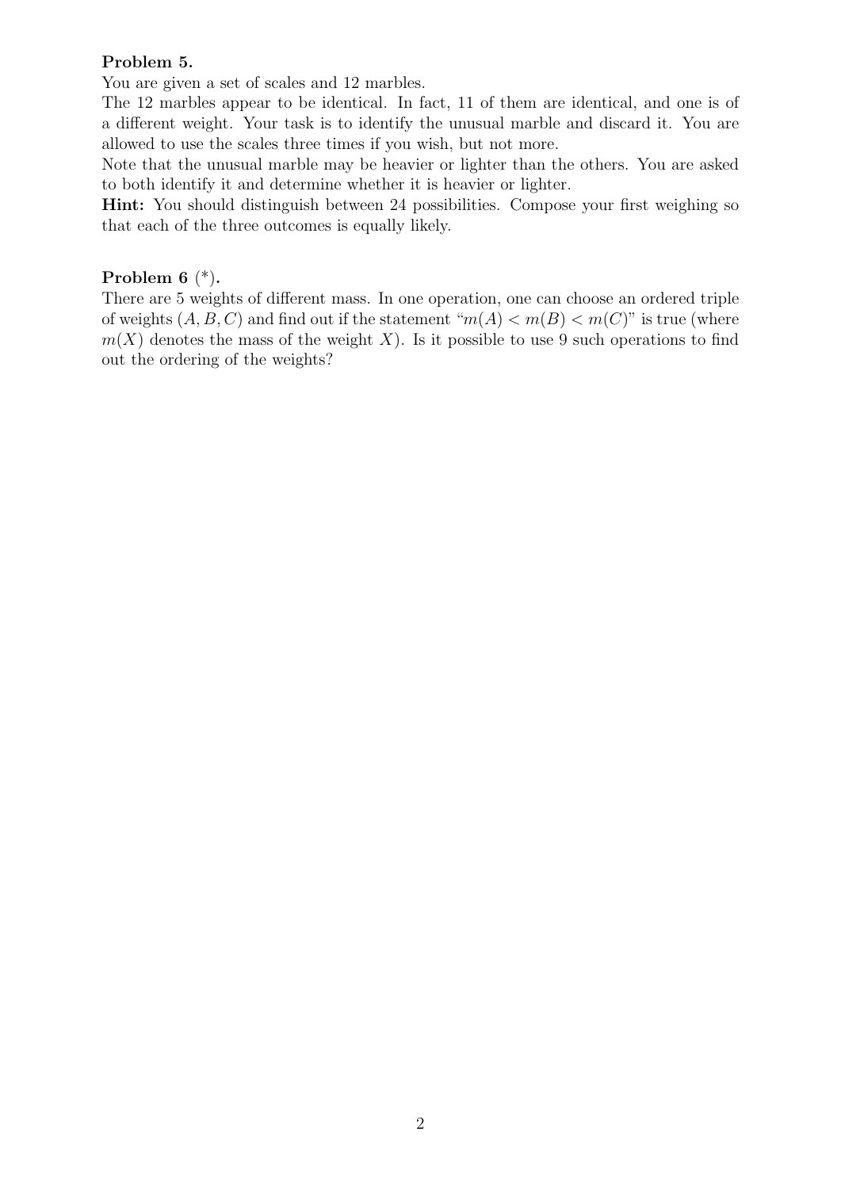**Problem 5.**

You are given a set of scales and 12 marbles.

The 12 marbles appear to be identical. In fact, 11 of them are identical, and one is of a different weight. Your task is to identify the unusual marble and discard it. You are allowed to use the scales three times if you wish, but not more.

Note that the unusual marble may be heavier or lighter than the others. You are asked to both identify it and determine whether it is heavier or lighter.

**Hint:** You should distinguish between 24 possibilities. Compose your first weighing so that each of the three outcomes is equally likely.

**Problem 6** (*)**.**

There are 5 weights of different mass. In one operation, one can choose an ordered triple of weights $(A, B, C)$ and find out if the statement "$m(A) < m(B) < m(C)$" is true (where $m(X)$ denotes the mass of the weight $X$). Is it possible to use 9 such operations to find out the ordering of the weights?